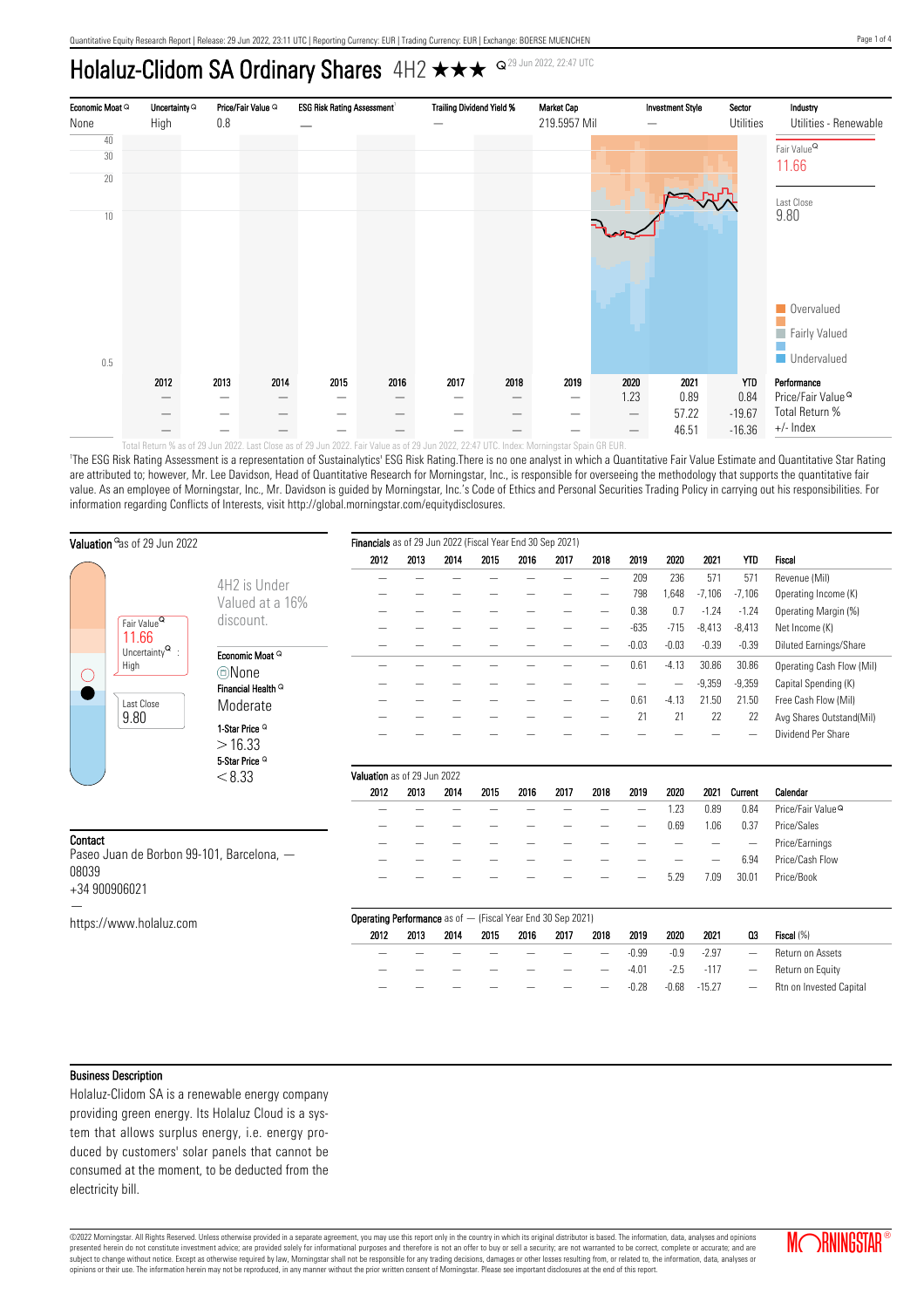# Holaluz-Clidom SA Ordinary Shares 4H2 ★★★

29 Jun 2022, 22:47 UTC

| Economic Moat | Uncertainty | Price/Fair Value | ESG Risk Rating Assessment[1] | Trailing Dividend Yield % | Market Cap | Investment Style | Sector | Industry |
|---|---|---|---|---|---|---|---|---|
| None | High | 0.8 | — | — | 219.5957 Mil | — | Utilities | Utilities - Renewable |

Fair Value: 11.66

Last Close: 9.80

Overvalued / Fairly Valued / Undervalued

| | 2012 | 2013 | 2014 | 2015 | 2016 | 2017 | 2018 | 2019 | 2020 | 2021 | YTD | Performance |
|---|---|---|---|---|---|---|---|---|---|---|---|---|
| | — | — | — | — | — | — | — | — | 1.23 | 0.89 | 0.84 | Price/Fair Value |
| | — | — | — | — | — | — | — | — | — | 57.22 | -19.67 | Total Return % |
| | — | — | — | — | — | — | — | — | — | 46.51 | -16.36 | +/- Index |

Total Return % as of 29 Jun 2022. Last Close as of 29 Jun 2022. Fair Value as of 29 Jun 2022, 22:47 UTC. Index: Morningstar Spain GR EUR.

[1]The ESG Risk Rating Assessment is a representation of Sustainalytics' ESG Risk Rating.There is no one analyst in which a Quantitative Fair Value Estimate and Quantitative Star Rating are attributed to; however, Mr. Lee Davidson, Head of Quantitative Research for Morningstar, Inc., is responsible for overseeing the methodology that supports the quantitative fair value. As an employee of Morningstar, Inc., Mr. Davidson is guided by Morningstar, Inc.'s Code of Ethics and Personal Securities Trading Policy in carrying out his responsibilities. For information regarding Conflicts of Interests, visit http://global.morningstar.com/equitydisclosures.

## Valuation as of 29 Jun 2022

Fair Value: 11.66

Uncertainty: High

Last Close: 9.80

4H2 is Under Valued at a 16% discount.

Economic Moat: None

Financial Health: Moderate

1-Star Price: > 16.33

5-Star Price: < 8.33

## Financials as of 29 Jun 2022 (Fiscal Year End 30 Sep 2021)

| 2012 | 2013 | 2014 | 2015 | 2016 | 2017 | 2018 | 2019 | 2020 | 2021 | YTD | Fiscal |
|---|---|---|---|---|---|---|---|---|---|---|---|
| — | — | — | — | — | — | — | 209 | 236 | 571 | 571 | Revenue (Mil) |
| — | — | — | — | — | — | — | 798 | 1,648 | -7,106 | -7,106 | Operating Income (K) |
| — | — | — | — | — | — | — | 0.38 | 0.7 | -1.24 | -1.24 | Operating Margin (%) |
| — | — | — | — | — | — | — | -635 | -715 | -8,413 | -8,413 | Net Income (K) |
| — | — | — | — | — | — | — | -0.03 | -0.03 | -0.39 | -0.39 | Diluted Earnings/Share |
| — | — | — | — | — | — | — | 0.61 | -4.13 | 30.86 | 30.86 | Operating Cash Flow (Mil) |
| — | — | — | — | — | — | — | — | — | -9,359 | -9,359 | Capital Spending (K) |
| — | — | — | — | — | — | — | 0.61 | -4.13 | 21.50 | 21.50 | Free Cash Flow (Mil) |
| — | — | — | — | — | — | — | 21 | 21 | 22 | 22 | Avg Shares Outstand(Mil) |
| — | — | — | — | — | — | — | — | — | — | — | Dividend Per Share |

## Valuation as of 29 Jun 2022

| 2012 | 2013 | 2014 | 2015 | 2016 | 2017 | 2018 | 2019 | 2020 | 2021 | Current | Calendar |
|---|---|---|---|---|---|---|---|---|---|---|---|
| — | — | — | — | — | — | — | — | 1.23 | 0.89 | 0.84 | Price/Fair Value |
| — | — | — | — | — | — | — | — | 0.69 | 1.06 | 0.37 | Price/Sales |
| — | — | — | — | — | — | — | — | — | — | — | Price/Earnings |
| — | — | — | — | — | — | — | — | — | — | 6.94 | Price/Cash Flow |
| — | — | — | — | — | — | — | — | 5.29 | 7.09 | 30.01 | Price/Book |

## Operating Performance as of — (Fiscal Year End 30 Sep 2021)

| 2012 | 2013 | 2014 | 2015 | 2016 | 2017 | 2018 | 2019 | 2020 | 2021 | Q3 | Fiscal (%) |
|---|---|---|---|---|---|---|---|---|---|---|---|
| — | — | — | — | — | — | — | -0.99 | -0.9 | -2.97 | — | Return on Assets |
| — | — | — | — | — | — | — | -4.01 | -2.5 | -117 | — | Return on Equity |
| — | — | — | — | — | — | — | -0.28 | -0.68 | -15.27 | — | Rtn on Invested Capital |

## Contact

Paseo Juan de Borbon 99-101, Barcelona, — 08039
+34 900906021
—
https://www.holaluz.com

## Business Description

Holaluz-Clidom SA is a renewable energy company providing green energy. Its Holaluz Cloud is a system that allows surplus energy, i.e. energy produced by customers' solar panels that cannot be consumed at the moment, to be deducted from the electricity bill.

©2022 Morningstar. All Rights Reserved. Unless otherwise provided in a separate agreement, you may use this report only in the country in which its original distributor is based. The information, data, analyses and opinions presented herein do not constitute investment advice; are provided solely for informational purposes and therefore is not an offer to buy or sell a security; are not warranted to be correct, complete or accurate; and are subject to change without notice. Except as otherwise required by law, Morningstar shall not be responsible for any trading decisions, damages or other losses resulting from, or related to, the information, data, analyses or opinions or their use. The information herein may not be reproduced, in any manner without the prior written consent of Morningstar. Please see important disclosures at the end of this report.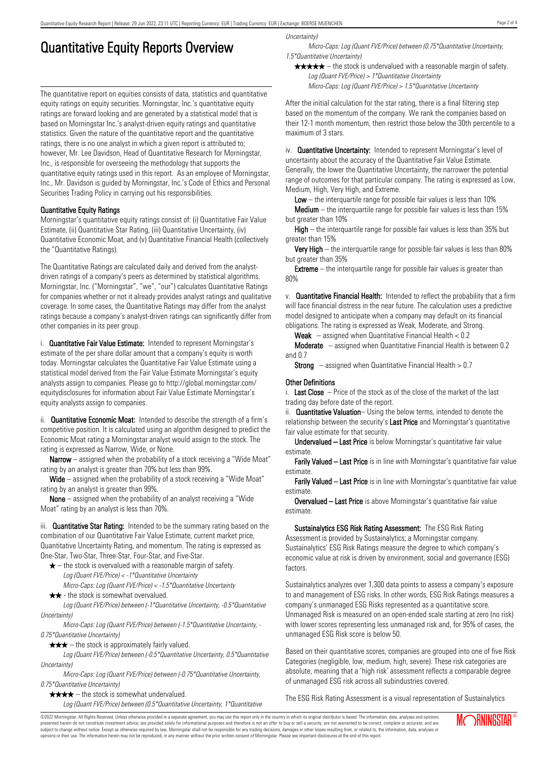# Quantitative Equity Reports Overview

The quantitative report on equities consists of data, statistics and quantitative equity ratings on equity securities. Morningstar, Inc.'s quantitative equity ratings are forward looking and are generated by a statistical model that is based on Morningstar Inc.'s analyst-driven equity ratings and quantitative statistics. Given the nature of the quantitative report and the quantitative ratings, there is no one analyst in which a given report is attributed to; however, Mr. Lee Davidson, Head of Quantitative Research for Morningstar, Inc., is responsible for overseeing the methodology that supports the quantitative equity ratings used in this report. As an employee of Morningstar, Inc., Mr. Davidson is guided by Morningstar, Inc.'s Code of Ethics and Personal Securities Trading Policy in carrying out his responsibilities.

### Quantitative Equity Ratings

Morningstar's quantitative equity ratings consist of: (i) Quantitative Fair Value Estimate, (ii) Quantitative Star Rating, (iii) Quantitative Uncertainty, (iv) Quantitative Economic Moat, and (v) Quantitative Financial Health (collectively the "Quantitative Ratings).

The Quantitative Ratings are calculated daily and derived from the analyst-driven ratings of a company's peers as determined by statistical algorithms. Morningstar, Inc. ("Morningstar", "we", "our") calculates Quantitative Ratings for companies whether or not it already provides analyst ratings and qualitative coverage. In some cases, the Quantitative Ratings may differ from the analyst ratings because a company's analyst-driven ratings can significantly differ from other companies in its peer group.

i. **Quantitative Fair Value Estimate:** Intended to represent Morningstar's estimate of the per share dollar amount that a company's equity is worth today. Morningstar calculates the Quantitative Fair Value Estimate using a statistical model derived from the Fair Value Estimate Morningstar's equity analysts assign to companies. Please go to http://global.morningstar.com/equitydisclosures for information about Fair Value Estimate Morningstar's equity analysts assign to companies.

ii. **Quantitative Economic Moat:** Intended to describe the strength of a firm's competitive position. It is calculated using an algorithm designed to predict the Economic Moat rating a Morningstar analyst would assign to the stock. The rating is expressed as Narrow, Wide, or None.

**Narrow** – assigned when the probability of a stock receiving a "Wide Moat" rating by an analyst is greater than 70% but less than 99%.

**Wide** – assigned when the probability of a stock receiving a "Wide Moat" rating by an analyst is greater than 99%.

**None** – assigned when the probability of an analyst receiving a "Wide Moat" rating by an analyst is less than 70%.

iii. **Quantitative Star Rating:** Intended to be the summary rating based on the combination of our Quantitative Fair Value Estimate, current market price, Quantitative Uncertainty Rating, and momentum. The rating is expressed as One-Star, Two-Star, Three-Star, Four-Star, and Five-Star.

★ – the stock is overvalued with a reasonable margin of safety.
*Log (Quant FVE/Price) < -1*Quantitative Uncertainty*
*Micro-Caps: Log (Quant FVE/Price) < -1.5*Quantitative Uncertainty*

★★ - the stock is somewhat overvalued.
*Log (Quant FVE/Price) between (-1*Quantitative Uncertainty, -0.5*Quantitative Uncertainty)*
*Micro-Caps: Log (Quant FVE/Price) between (-1.5*Quantitative Uncertainty, -0.75*Quantitative Uncertainty)*

★★★ – the stock is approximately fairly valued.
*Log (Quant FVE/Price) between (-0.5*Quantitative Uncertainty, 0.5*Quantitative Uncertainty)*
*Micro-Caps: Log (Quant FVE/Price) between (-0.75*Quantitative Uncertainty, 0.75*Quantitative Uncertainty)*

★★★★ – the stock is somewhat undervalued.
*Log (Quant FVE/Price) between (0.5*Quantitative Uncertainty, 1*Quantitative Uncertainty)*
*Micro-Caps: Log (Quant FVE/Price) between (0.75*Quantitative Uncertainty, 1.5*Quantitative Uncertainty)*

★★★★★ – the stock is undervalued with a reasonable margin of safety.
*Log (Quant FVE/Price) > 1*Quantitative Uncertainty*
*Micro-Caps: Log (Quant FVE/Price) > 1.5*Quantitative Uncertainty*

After the initial calculation for the star rating, there is a final filtering step based on the momentum of the company. We rank the companies based on their 12-1 month momentum, then restrict those below the 30th percentile to a maximum of 3 stars.

iv. **Quantitative Uncertainty:** Intended to represent Morningstar's level of uncertainty about the accuracy of the Quantitative Fair Value Estimate. Generally, the lower the Quantitative Uncertainty, the narrower the potential range of outcomes for that particular company. The rating is expressed as Low, Medium, High, Very High, and Extreme.

**Low** – the interquartile range for possible fair values is less than 10%

**Medium** – the interquartile range for possible fair values is less than 15% but greater than 10%

**High** – the interquartile range for possible fair values is less than 35% but greater than 15%

**Very High** – the interquartile range for possible fair values is less than 80% but greater than 35%

**Extreme** – the interquartile range for possible fair values is greater than 80%

v. **Quantitative Financial Health:** Intended to reflect the probability that a firm will face financial distress in the near future. The calculation uses a predictive model designed to anticipate when a company may default on its financial obligations. The rating is expressed as Weak, Moderate, and Strong.

**Weak** – assigned when Quantitative Financial Health < 0.2

**Moderate** – assigned when Quantitative Financial Health is between 0.2 and 0.7

**Strong** – assigned when Quantitative Financial Health > 0.7

### Other Definitions

i. **Last Close** – Price of the stock as of the close of the market of the last trading day before date of the report.

ii. **Quantitative Valuation**– Using the below terms, intended to denote the relationship between the security's **Last Price** and Morningstar's quantitative fair value estimate for that security.

**Undervalued – Last Price** is below Morningstar's quantitative fair value estimate.

**Farily Valued – Last Price** is in line with Morningstar's quantitative fair value estimate.

**Farily Valued – Last Price** is in line with Morningstar's quantitative fair value estimate.

**Overvalued – Last Price** is above Morningstar's quantitative fair value estimate.

**Sustainalytics ESG Risk Rating Assessment:** The ESG Risk Rating Assessment is provided by Sustainalytics; a Morningstar company. Sustainalytics' ESG Risk Ratings measure the degree to which company's economic value at risk is driven by environment, social and governance (ESG) factors.

Sustainalytics analyzes over 1,300 data points to assess a company's exposure to and management of ESG risks. In other words, ESG Risk Ratings measures a company's unmanaged ESG Risks represented as a quantitative score. Unmanaged Risk is measured on an open-ended scale starting at zero (no risk) with lower scores representing less unmanaged risk and, for 95% of cases, the unmanaged ESG Risk score is below 50.

Based on their quantitative scores, companies are grouped into one of five Risk Categories (negligible, low, medium, high, severe). These risk categories are absolute, meaning that a 'high risk' assessment reflects a comparable degree of unmanaged ESG risk across all subindustries covered.

The ESG Risk Rating Assessment is a visual representation of Sustainalytics

©2022 Morningstar. All Rights Reserved. Unless otherwise provided in a separate agreement, you may use this report only in the country in which its original distributor is based. The information, data, analyses and opinions presented herein do not constitute investment advice; are provided solely for informational purposes and therefore is not an offer to buy or sell a security; and are not warranted to be correct, complete or accurate; and are subject to change without notice. Except as otherwise required by law, Morningstar shall not be responsible for any trading decisions, damages or other losses resulting from, or related to, the information, data, analyses or opinions or their use. The information herein may not be reproduced, in any manner without the prior written consent of Morningstar. Please see important disclosures at the end of this report.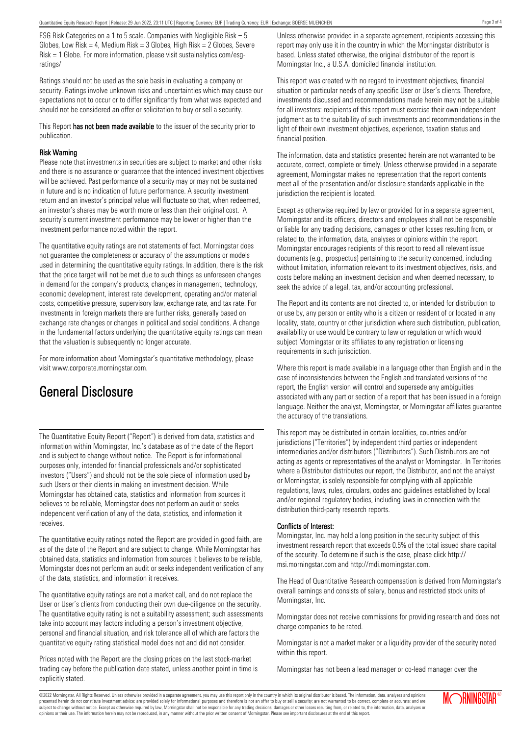ESG Risk Categories on a 1 to 5 scale. Companies with Negligible Risk = 5 Globes, Low Risk = 4, Medium Risk = 3 Globes, High Risk = 2 Globes, Severe Risk = 1 Globe. For more information, please visit sustainalytics.com/esg-ratings/

Ratings should not be used as the sole basis in evaluating a company or security. Ratings involve unknown risks and uncertainties which may cause our expectations not to occur or to differ significantly from what was expected and should not be considered an offer or solicitation to buy or sell a security.

This Report **has not been made available** to the issuer of the security prior to publication.

### Risk Warning

Please note that investments in securities are subject to market and other risks and there is no assurance or guarantee that the intended investment objectives will be achieved. Past performance of a security may or may not be sustained in future and is no indication of future performance. A security investment return and an investor's principal value will fluctuate so that, when redeemed, an investor's shares may be worth more or less than their original cost. A security's current investment performance may be lower or higher than the investment performance noted within the report.

The quantitative equity ratings are not statements of fact. Morningstar does not guarantee the completeness or accuracy of the assumptions or models used in determining the quantitative equity ratings. In addition, there is the risk that the price target will not be met due to such things as unforeseen changes in demand for the company's products, changes in management, technology, economic development, interest rate development, operating and/or material costs, competitive pressure, supervisory law, exchange rate, and tax rate. For investments in foreign markets there are further risks, generally based on exchange rate changes or changes in political and social conditions. A change in the fundamental factors underlying the quantitative equity ratings can mean that the valuation is subsequently no longer accurate.

For more information about Morningstar's quantitative methodology, please visit www.corporate.morningstar.com.

# General Disclosure

The Quantitative Equity Report ("Report") is derived from data, statistics and information within Morningstar, Inc.'s database as of the date of the Report and is subject to change without notice. The Report is for informational purposes only, intended for financial professionals and/or sophisticated investors ("Users") and should not be the sole piece of information used by such Users or their clients in making an investment decision. While Morningstar has obtained data, statistics and information from sources it believes to be reliable, Morningstar does not perform an audit or seeks independent verification of any of the data, statistics, and information it receives.

The quantitative equity ratings noted the Report are provided in good faith, are as of the date of the Report and are subject to change. While Morningstar has obtained data, statistics and information from sources it believes to be reliable, Morningstar does not perform an audit or seeks independent verification of any of the data, statistics, and information it receives.

The quantitative equity ratings are not a market call, and do not replace the User or User's clients from conducting their own due-diligence on the security. The quantitative equity rating is not a suitability assessment; such assessments take into account may factors including a person's investment objective, personal and financial situation, and risk tolerance all of which are factors the quantitative equity rating statistical model does not and did not consider.

Prices noted with the Report are the closing prices on the last stock-market trading day before the publication date stated, unless another point in time is explicitly stated.

Unless otherwise provided in a separate agreement, recipients accessing this report may only use it in the country in which the Morningstar distributor is based. Unless stated otherwise, the original distributor of the report is Morningstar Inc., a U.S.A. domiciled financial institution.

This report was created with no regard to investment objectives, financial situation or particular needs of any specific User or User's clients. Therefore, investments discussed and recommendations made herein may not be suitable for all investors: recipients of this report must exercise their own independent judgment as to the suitability of such investments and recommendations in the light of their own investment objectives, experience, taxation status and financial position.

The information, data and statistics presented herein are not warranted to be accurate, correct, complete or timely. Unless otherwise provided in a separate agreement, Morningstar makes no representation that the report contents meet all of the presentation and/or disclosure standards applicable in the jurisdiction the recipient is located.

Except as otherwise required by law or provided for in a separate agreement, Morningstar and its officers, directors and employees shall not be responsible or liable for any trading decisions, damages or other losses resulting from, or related to, the information, data, analyses or opinions within the report. Morningstar encourages recipients of this report to read all relevant issue documents (e.g., prospectus) pertaining to the security concerned, including without limitation, information relevant to its investment objectives, risks, and costs before making an investment decision and when deemed necessary, to seek the advice of a legal, tax, and/or accounting professional.

The Report and its contents are not directed to, or intended for distribution to or use by, any person or entity who is a citizen or resident of or located in any locality, state, country or other jurisdiction where such distribution, publication, availability or use would be contrary to law or regulation or which would subject Morningstar or its affiliates to any registration or licensing requirements in such jurisdiction.

Where this report is made available in a language other than English and in the case of inconsistencies between the English and translated versions of the report, the English version will control and supersede any ambiguities associated with any part or section of a report that has been issued in a foreign language. Neither the analyst, Morningstar, or Morningstar affiliates guarantee the accuracy of the translations.

This report may be distributed in certain localities, countries and/or jurisdictions ("Territories") by independent third parties or independent intermediaries and/or distributors ("Distributors"). Such Distributors are not acting as agents or representatives of the analyst or Morningstar. In Territories where a Distributor distributes our report, the Distributor, and not the analyst or Morningstar, is solely responsible for complying with all applicable regulations, laws, rules, circulars, codes and guidelines established by local and/or regional regulatory bodies, including laws in connection with the distribution third-party research reports.

### Conflicts of Interest:

Morningstar, Inc. may hold a long position in the security subject of this investment research report that exceeds 0.5% of the total issued share capital of the security. To determine if such is the case, please click http://msi.morningstar.com and http://mdi.morningstar.com.

The Head of Quantitative Research compensation is derived from Morningstar's overall earnings and consists of salary, bonus and restricted stock units of Morningstar, Inc.

Morningstar does not receive commissions for providing research and does not charge companies to be rated.

Morningstar is not a market maker or a liquidity provider of the security noted within this report.

Morningstar has not been a lead manager or co-lead manager over the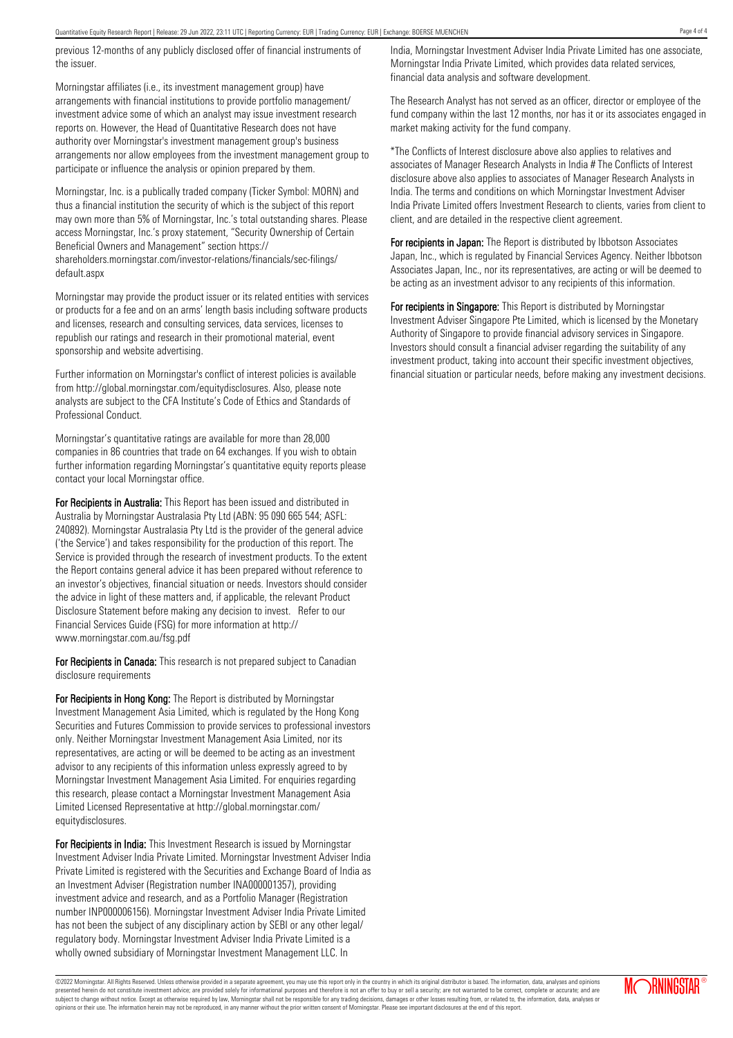previous 12-months of any publicly disclosed offer of financial instruments of the issuer.

Morningstar affiliates (i.e., its investment management group) have arrangements with financial institutions to provide portfolio management/ investment advice some of which an analyst may issue investment research reports on. However, the Head of Quantitative Research does not have authority over Morningstar's investment management group's business arrangements nor allow employees from the investment management group to participate or influence the analysis or opinion prepared by them.

Morningstar, Inc. is a publically traded company (Ticker Symbol: MORN) and thus a financial institution the security of which is the subject of this report may own more than 5% of Morningstar, Inc.'s total outstanding shares. Please access Morningstar, Inc.'s proxy statement, "Security Ownership of Certain Beneficial Owners and Management" section https:// shareholders.morningstar.com/investor-relations/financials/sec-filings/ default.aspx

Morningstar may provide the product issuer or its related entities with services or products for a fee and on an arms' length basis including software products and licenses, research and consulting services, data services, licenses to republish our ratings and research in their promotional material, event sponsorship and website advertising.

Further information on Morningstar's conflict of interest policies is available from http://global.morningstar.com/equitydisclosures. Also, please note analysts are subject to the CFA Institute's Code of Ethics and Standards of Professional Conduct.

Morningstar's quantitative ratings are available for more than 28,000 companies in 86 countries that trade on 64 exchanges. If you wish to obtain further information regarding Morningstar's quantitative equity reports please contact your local Morningstar office.

**For Recipients in Australia:** This Report has been issued and distributed in Australia by Morningstar Australasia Pty Ltd (ABN: 95 090 665 544; ASFL: 240892). Morningstar Australasia Pty Ltd is the provider of the general advice ('the Service') and takes responsibility for the production of this report. The Service is provided through the research of investment products. To the extent the Report contains general advice it has been prepared without reference to an investor's objectives, financial situation or needs. Investors should consider the advice in light of these matters and, if applicable, the relevant Product Disclosure Statement before making any decision to invest. Refer to our Financial Services Guide (FSG) for more information at http:// www.morningstar.com.au/fsg.pdf

**For Recipients in Canada:** This research is not prepared subject to Canadian disclosure requirements

**For Recipients in Hong Kong:** The Report is distributed by Morningstar Investment Management Asia Limited, which is regulated by the Hong Kong Securities and Futures Commission to provide services to professional investors only. Neither Morningstar Investment Management Asia Limited, nor its representatives, are acting or will be deemed to be acting as an investment advisor to any recipients of this information unless expressly agreed to by Morningstar Investment Management Asia Limited. For enquiries regarding this research, please contact a Morningstar Investment Management Asia Limited Licensed Representative at http://global.morningstar.com/ equitydisclosures.

**For Recipients in India:** This Investment Research is issued by Morningstar Investment Adviser India Private Limited. Morningstar Investment Adviser India Private Limited is registered with the Securities and Exchange Board of India as an Investment Adviser (Registration number INA000001357), providing investment advice and research, and as a Portfolio Manager (Registration number INP000006156). Morningstar Investment Adviser India Private Limited has not been the subject of any disciplinary action by SEBI or any other legal/ regulatory body. Morningstar Investment Adviser India Private Limited is a wholly owned subsidiary of Morningstar Investment Management LLC. In India, Morningstar Investment Adviser India Private Limited has one associate, Morningstar India Private Limited, which provides data related services, financial data analysis and software development.

The Research Analyst has not served as an officer, director or employee of the fund company within the last 12 months, nor has it or its associates engaged in market making activity for the fund company.

*The Conflicts of Interest disclosure above also applies to relatives and associates of Manager Research Analysts in India # The Conflicts of Interest disclosure above also applies to associates of Manager Research Analysts in India. The terms and conditions on which Morningstar Investment Adviser India Private Limited offers Investment Research to clients, varies from client to client, and are detailed in the respective client agreement.

**For recipients in Japan:** The Report is distributed by Ibbotson Associates Japan, Inc., which is regulated by Financial Services Agency. Neither Ibbotson Associates Japan, Inc., nor its representatives, are acting or will be deemed to be acting as an investment advisor to any recipients of this information.

**For recipients in Singapore:** This Report is distributed by Morningstar Investment Adviser Singapore Pte Limited, which is licensed by the Monetary Authority of Singapore to provide financial advisory services in Singapore. Investors should consult a financial adviser regarding the suitability of any investment product, taking into account their specific investment objectives, financial situation or particular needs, before making any investment decisions.